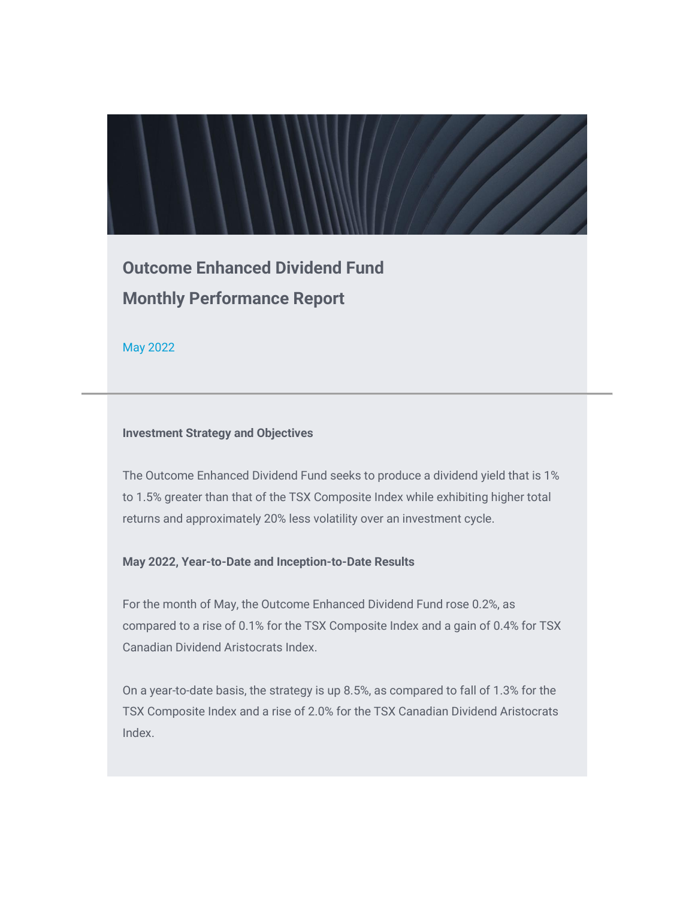# Outcome Enhanced Dividend Fund

# Monthly Performance Report

May 2022

---

**Investment Strategy and Objectives**

The Outcome Enhanced Dividend Fund seeks to produce a dividend yield that is 1% to 1.5% greater than that of the TSX Composite Index while exhibiting higher total returns and approximately 20% less volatility over an investment cycle.

**May 2022, Year-to-Date and Inception-to-Date Results**

For the month of May, the Outcome Enhanced Dividend Fund rose 0.2%, as compared to a rise of 0.1% for the TSX Composite Index and a gain of 0.4% for TSX Canadian Dividend Aristocrats Index.

On a year-to-date basis, the strategy is up 8.5%, as compared to fall of 1.3% for the TSX Composite Index and a rise of 2.0% for the TSX Canadian Dividend Aristocrats Index.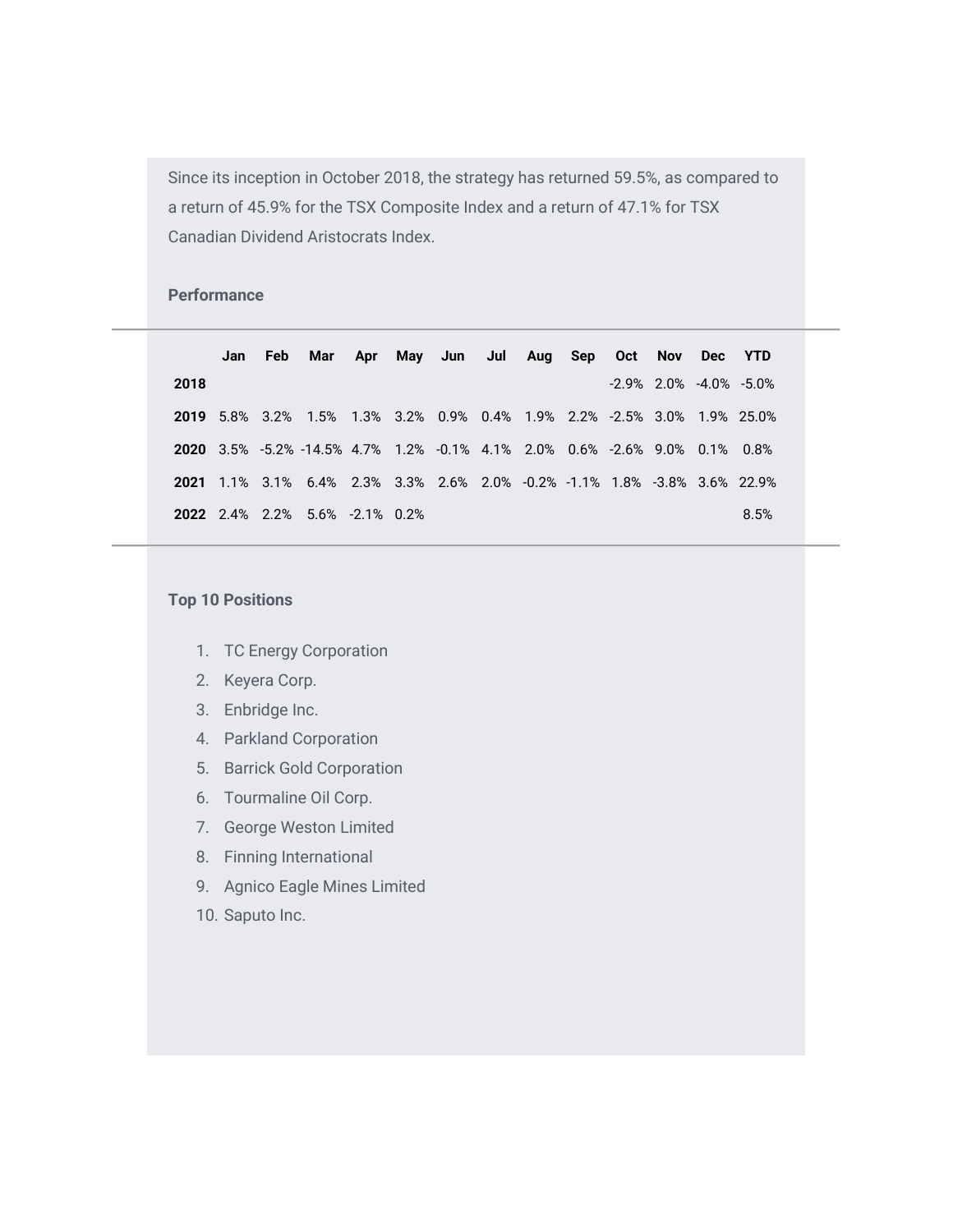Since its inception in October 2018, the strategy has returned 59.5%, as compared to a return of 45.9% for the TSX Composite Index and a return of 47.1% for TSX Canadian Dividend Aristocrats Index.

**Performance**

| | Jan | Feb | Mar | Apr | May | Jun | Jul | Aug | Sep | Oct | Nov | Dec | YTD |
|---|---|---|---|---|---|---|---|---|---|---|---|---|---|
| **2018** | | | | | | | | | | -2.9% | 2.0% | -4.0% | -5.0% |
| **2019** | 5.8% | 3.2% | 1.5% | 1.3% | 3.2% | 0.9% | 0.4% | 1.9% | 2.2% | -2.5% | 3.0% | 1.9% | 25.0% |
| **2020** | 3.5% | -5.2% | -14.5% | 4.7% | 1.2% | -0.1% | 4.1% | 2.0% | 0.6% | -2.6% | 9.0% | 0.1% | 0.8% |
| **2021** | 1.1% | 3.1% | 6.4% | 2.3% | 3.3% | 2.6% | 2.0% | -0.2% | -1.1% | 1.8% | -3.8% | 3.6% | 22.9% |
| **2022** | 2.4% | 2.2% | 5.6% | -2.1% | 0.2% | | | | | | | | 8.5% |

**Top 10 Positions**

1. TC Energy Corporation
2. Keyera Corp.
3. Enbridge Inc.
4. Parkland Corporation
5. Barrick Gold Corporation
6. Tourmaline Oil Corp.
7. George Weston Limited
8. Finning International
9. Agnico Eagle Mines Limited
10. Saputo Inc.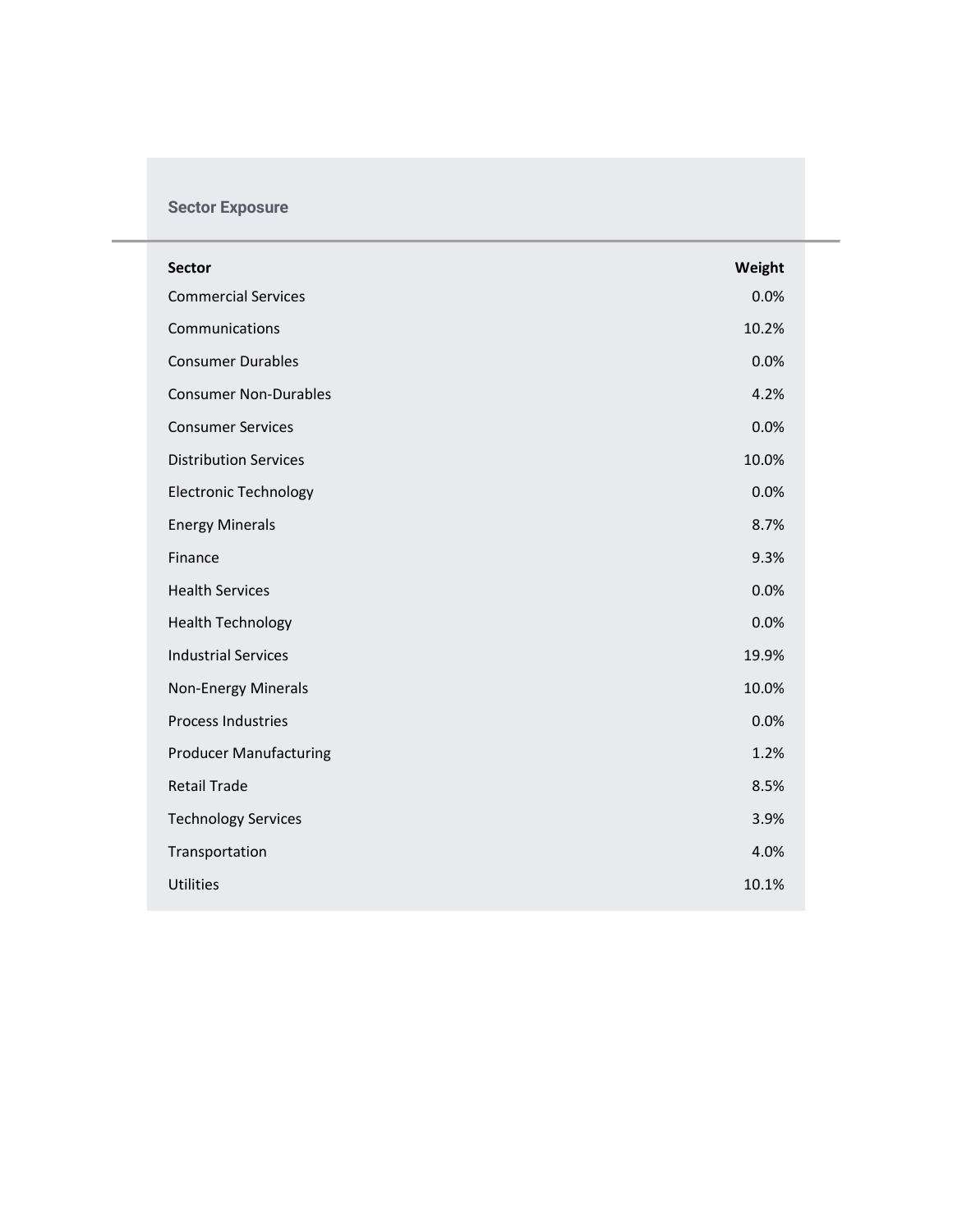## Sector Exposure

| Sector | Weight |
| --- | --- |
| Commercial Services | 0.0% |
| Communications | 10.2% |
| Consumer Durables | 0.0% |
| Consumer Non-Durables | 4.2% |
| Consumer Services | 0.0% |
| Distribution Services | 10.0% |
| Electronic Technology | 0.0% |
| Energy Minerals | 8.7% |
| Finance | 9.3% |
| Health Services | 0.0% |
| Health Technology | 0.0% |
| Industrial Services | 19.9% |
| Non-Energy Minerals | 10.0% |
| Process Industries | 0.0% |
| Producer Manufacturing | 1.2% |
| Retail Trade | 8.5% |
| Technology Services | 3.9% |
| Transportation | 4.0% |
| Utilities | 10.1% |